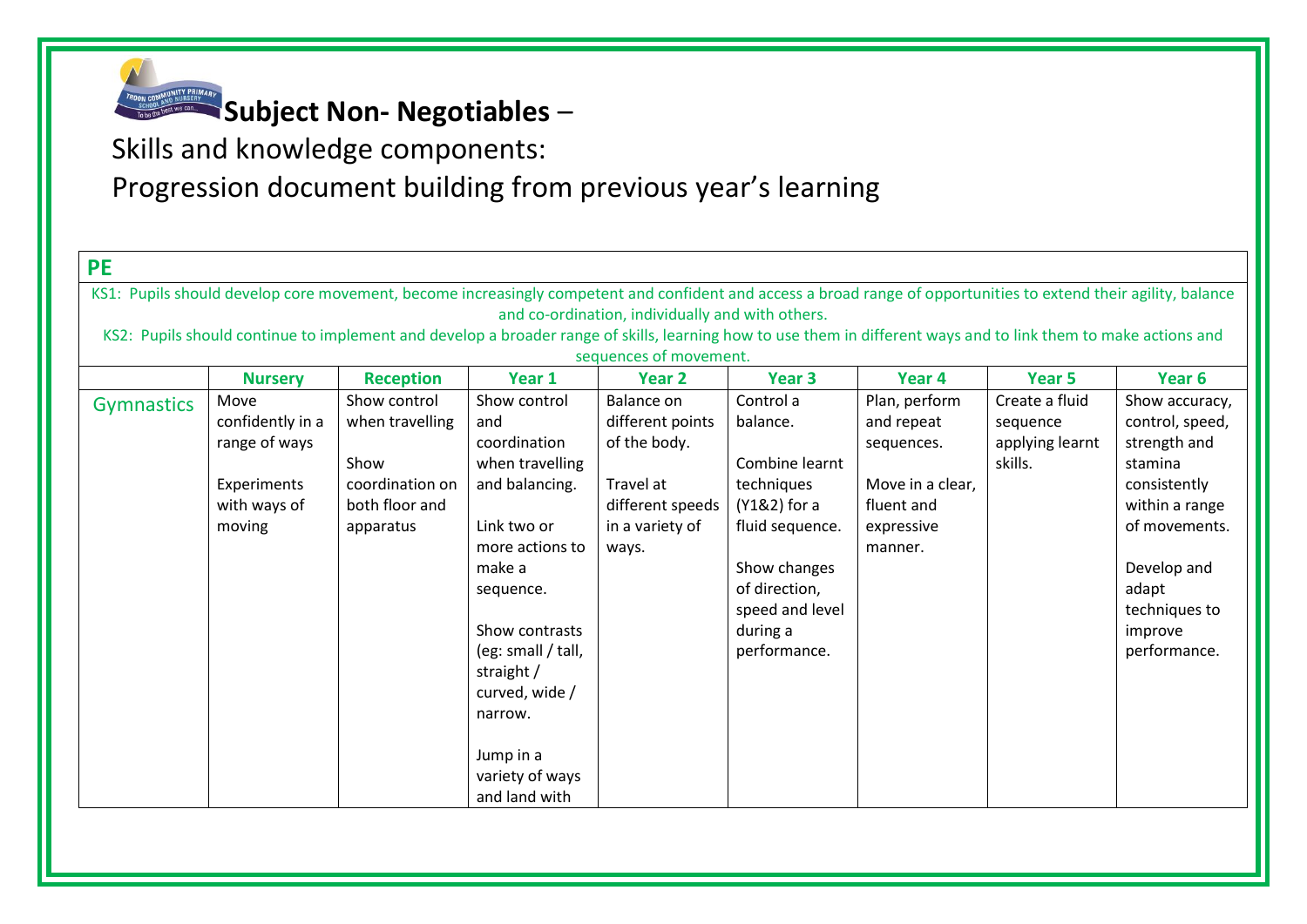# Subject Non- Negotiables –

Skills and knowledge components:

Progression document building from previous year's learning

## PE

KS1: Pupils should develop core movement, become increasingly competent and confident and access a broad range of opportunities to extend their agility, balance and co-ordination, individually and with others.

KS2: Pupils should continue to implement and develop a broader range of skills, learning how to use them in different ways and to link them to make actions and sequences of movement.

| | Nursery | Reception | Year 1 | Year 2 | Year 3 | Year 4 | Year 5 | Year 6 |
|---|---|---|---|---|---|---|---|---|
| Gymnastics | Move confidently in a range of ways<br><br>Experiments with ways of moving | Show control when travelling<br><br>Show coordination on both floor and apparatus | Show control and coordination when travelling and balancing.<br><br>Link two or more actions to make a sequence.<br><br>Show contrasts (eg: small / tall, straight / curved, wide / narrow.<br><br>Jump in a variety of ways and land with | Balance on different points of the body.<br><br>Travel at different speeds in a variety of ways. | Control a balance.<br><br>Combine learnt techniques (Y1&2) for a fluid sequence.<br><br>Show changes of direction, speed and level during a performance. | Plan, perform and repeat sequences.<br><br>Move in a clear, fluent and expressive manner. | Create a fluid sequence applying learnt skills. | Show accuracy, control, speed, strength and stamina consistently within a range of movements.<br><br>Develop and adapt techniques to improve performance. |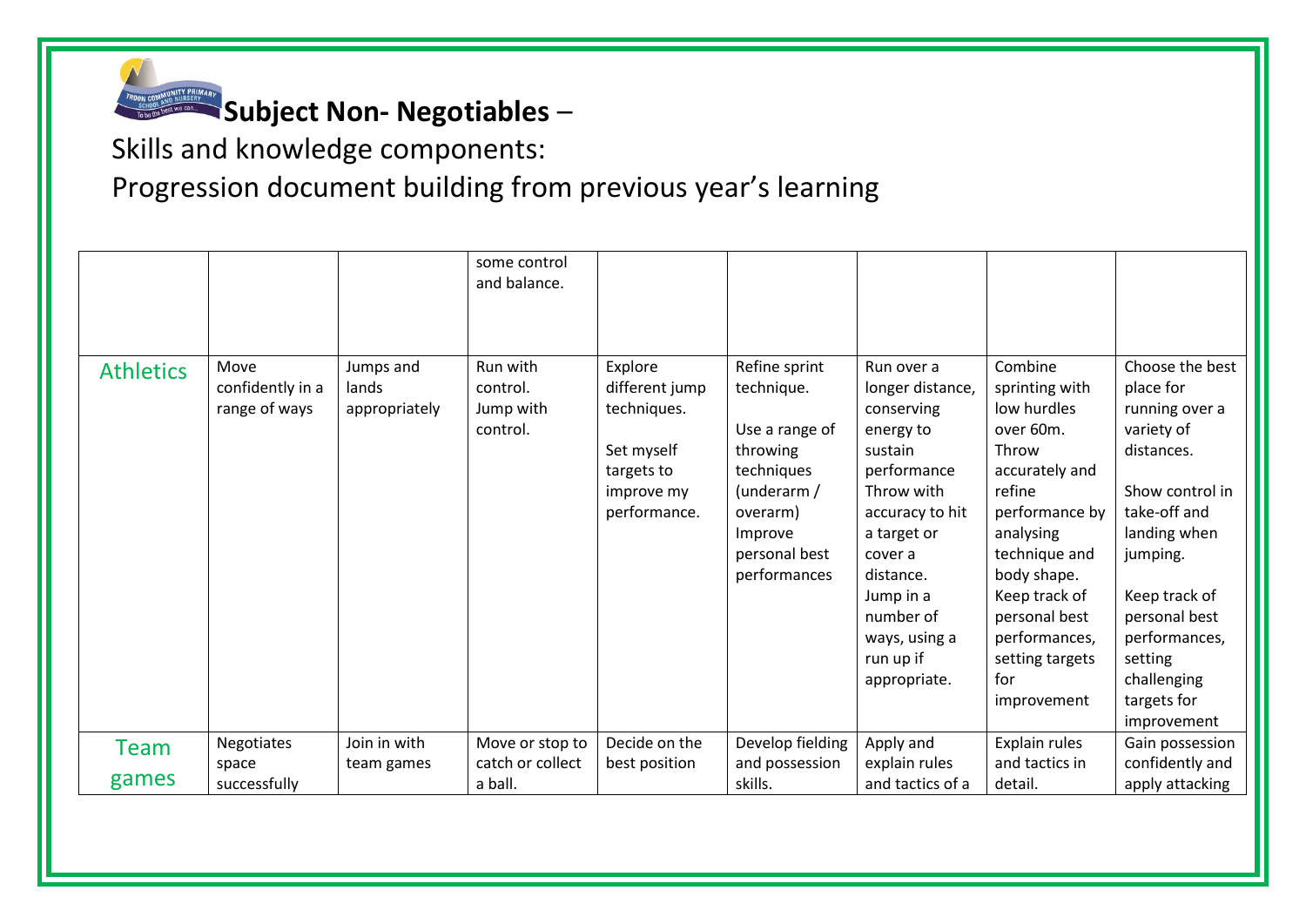**Subject Non- Negotiables** –

Skills and knowledge components:

Progression document building from previous year's learning

| | | | | | | | | |
|---|---|---|---|---|---|---|---|---|
| | | | some control and balance. | | | | | |
| Athletics | Move confidently in a range of ways | Jumps and lands appropriately | Run with control. Jump with control. | Explore different jump techniques. Set myself targets to improve my performance. | Refine sprint technique. Use a range of throwing techniques (underarm / overarm) Improve personal best performances | Run over a longer distance, conserving energy to sustain performance Throw with accuracy to hit a target or cover a distance. Jump in a number of ways, using a run up if appropriate. | Combine sprinting with low hurdles over 60m. Throw accurately and refine performance by analysing technique and body shape. Keep track of personal best performances, setting targets for improvement | Choose the best place for running over a variety of distances. Show control in take-off and landing when jumping. Keep track of personal best performances, setting challenging targets for improvement |
| Team games | Negotiates space successfully | Join in with team games | Move or stop to catch or collect a ball. | Decide on the best position | Develop fielding and possession skills. | Apply and explain rules and tactics of a | Explain rules and tactics in detail. | Gain possession confidently and apply attacking |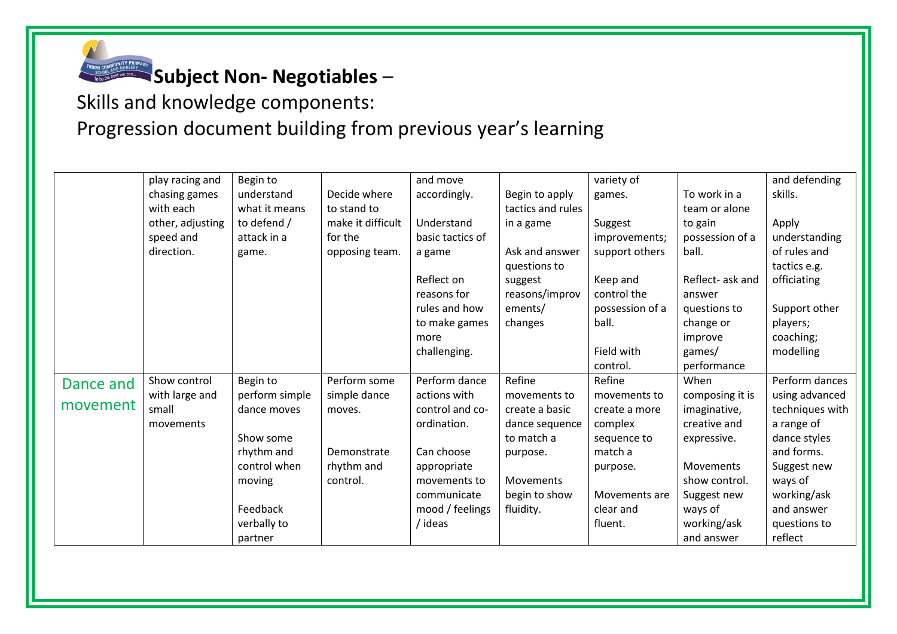# Subject Non- Negotiables –

Skills and knowledge components:

Progression document building from previous year's learning

| | | | | | | | | |
|---|---|---|---|---|---|---|---|---|
| | play racing and chasing games with each other, adjusting speed and direction. | Begin to understand what it means to defend / attack in a game. | Decide where to stand to make it difficult for the opposing team. | and move accordingly.<br><br>Understand basic tactics of a game<br><br>Reflect on reasons for rules and how to make games more challenging. | Begin to apply tactics and rules in a game<br><br>Ask and answer questions to suggest reasons/improvements/ changes | variety of games.<br><br>Suggest improvements; support others<br><br>Keep and control the possession of a ball.<br><br>Field with control. | To work in a team or alone to gain possession of a ball.<br><br>Reflect- ask and answer questions to change or improve games/ performance | and defending skills.<br><br>Apply understanding of rules and tactics e.g. officiating<br><br>Support other players; coaching; modelling |
| Dance and movement | Show control with large and small movements | Begin to perform simple dance moves<br><br>Show some rhythm and control when moving<br><br>Feedback verbally to partner | Perform some simple dance moves.<br><br>Demonstrate rhythm and control. | Perform dance actions with control and co-ordination.<br><br>Can choose appropriate movements to communicate mood / feelings / ideas | Refine movements to create a basic dance sequence to match a purpose.<br><br>Movements begin to show fluidity. | Refine movements to create a more complex sequence to match a purpose.<br><br>Movements are clear and fluent. | When composing it is imaginative, creative and expressive.<br><br>Movements show control. Suggest new ways of working/ask and answer | Perform dances using advanced techniques with a range of dance styles and forms. Suggest new ways of working/ask and answer questions to reflect |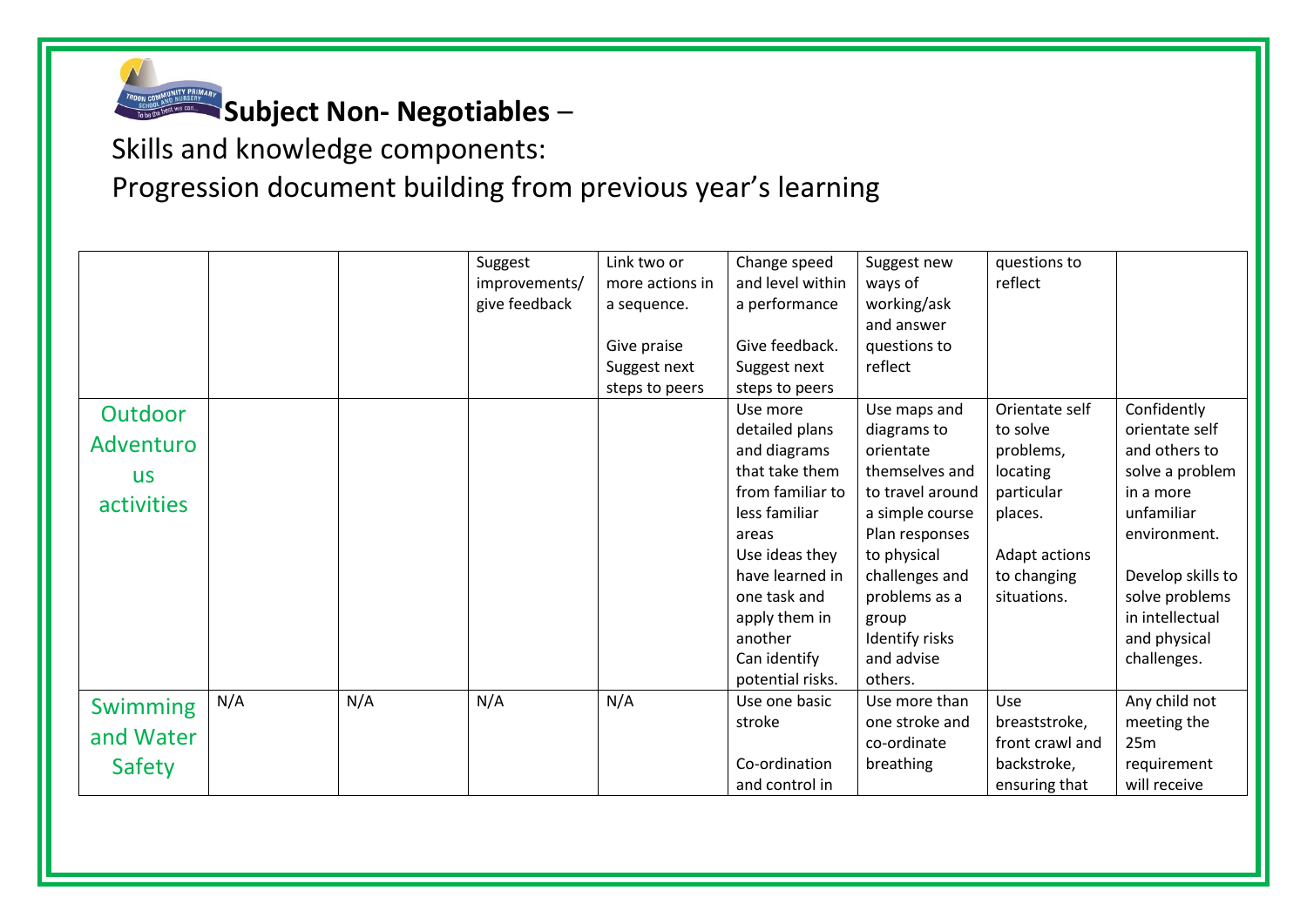**Subject Non- Negotiables** –

Skills and knowledge components:

Progression document building from previous year's learning

| | | | | | | | | |
|---|---|---|---|---|---|---|---|---|
| | | | Suggest improvements/ give feedback | Link two or more actions in a sequence.<br><br>Give praise Suggest next steps to peers | Change speed and level within a performance<br><br>Give feedback. Suggest next steps to peers | Suggest new ways of working/ask and answer questions to reflect | questions to reflect | |
| Outdoor Adventurous activities | | | | | Use more detailed plans and diagrams that take them from familiar to less familiar areas<br>Use ideas they have learned in one task and apply them in another<br>Can identify potential risks. | Use maps and diagrams to orientate themselves and to travel around a simple course<br>Plan responses to physical challenges and problems as a group<br>Identify risks and advise others. | Orientate self to solve problems, locating particular places.<br><br>Adapt actions to changing situations. | Confidently orientate self and others to solve a problem in a more unfamiliar environment.<br><br>Develop skills to solve problems in intellectual and physical challenges. |
| Swimming and Water Safety | N/A | N/A | N/A | N/A | Use one basic stroke<br><br>Co-ordination and control in | Use more than one stroke and co-ordinate breathing | Use breaststroke, front crawl and backstroke, ensuring that | Any child not meeting the 25m requirement will receive |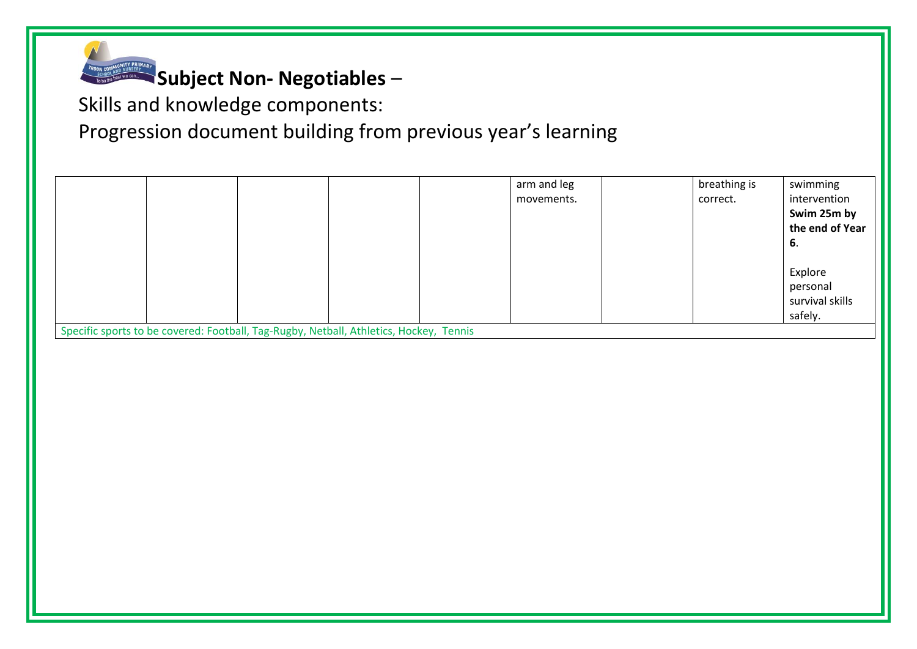**Subject Non- Negotiables** –

Skills and knowledge components:

Progression document building from previous year's learning

| | | | | | | | | |
|---|---|---|---|---|---|---|---|---|
| | | | | | arm and leg movements. | | breathing is correct. | swimming intervention **Swim 25m by the end of Year 6**.<br><br>Explore personal survival skills safely. |
| Specific sports to be covered: Football, Tag-Rugby, Netball, Athletics, Hockey, Tennis | | | | | | | | |